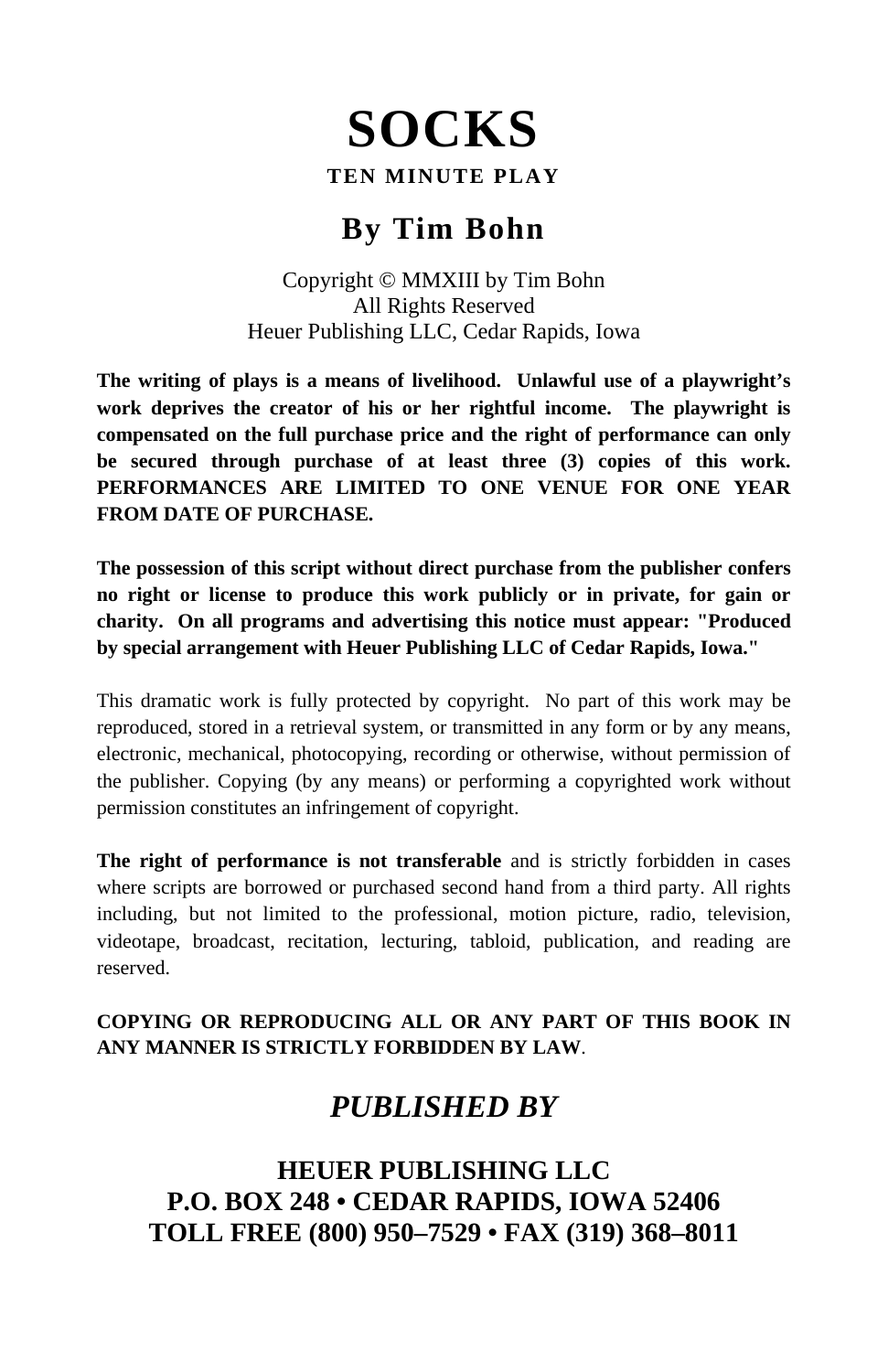# SOCKS

**TEN MINUTE PLAY**

## By Tim Bohn

Copyright © MMXIII by Tim Bohn
All Rights Reserved
Heuer Publishing LLC, Cedar Rapids, Iowa

**The writing of plays is a means of livelihood. Unlawful use of a playwright's work deprives the creator of his or her rightful income. The playwright is compensated on the full purchase price and the right of performance can only be secured through purchase of at least three (3) copies of this work. PERFORMANCES ARE LIMITED TO ONE VENUE FOR ONE YEAR FROM DATE OF PURCHASE.**

**The possession of this script without direct purchase from the publisher confers no right or license to produce this work publicly or in private, for gain or charity. On all programs and advertising this notice must appear: "Produced by special arrangement with Heuer Publishing LLC of Cedar Rapids, Iowa."**

This dramatic work is fully protected by copyright. No part of this work may be reproduced, stored in a retrieval system, or transmitted in any form or by any means, electronic, mechanical, photocopying, recording or otherwise, without permission of the publisher. Copying (by any means) or performing a copyrighted work without permission constitutes an infringement of copyright.

**The right of performance is not transferable** and is strictly forbidden in cases where scripts are borrowed or purchased second hand from a third party. All rights including, but not limited to the professional, motion picture, radio, television, videotape, broadcast, recitation, lecturing, tabloid, publication, and reading are reserved.

**COPYING OR REPRODUCING ALL OR ANY PART OF THIS BOOK IN ANY MANNER IS STRICTLY FORBIDDEN BY LAW**.

***PUBLISHED BY***

**HEUER PUBLISHING LLC**
**P.O. BOX 248 • CEDAR RAPIDS, IOWA 52406**
**TOLL FREE (800) 950–7529 • FAX (319) 368–8011**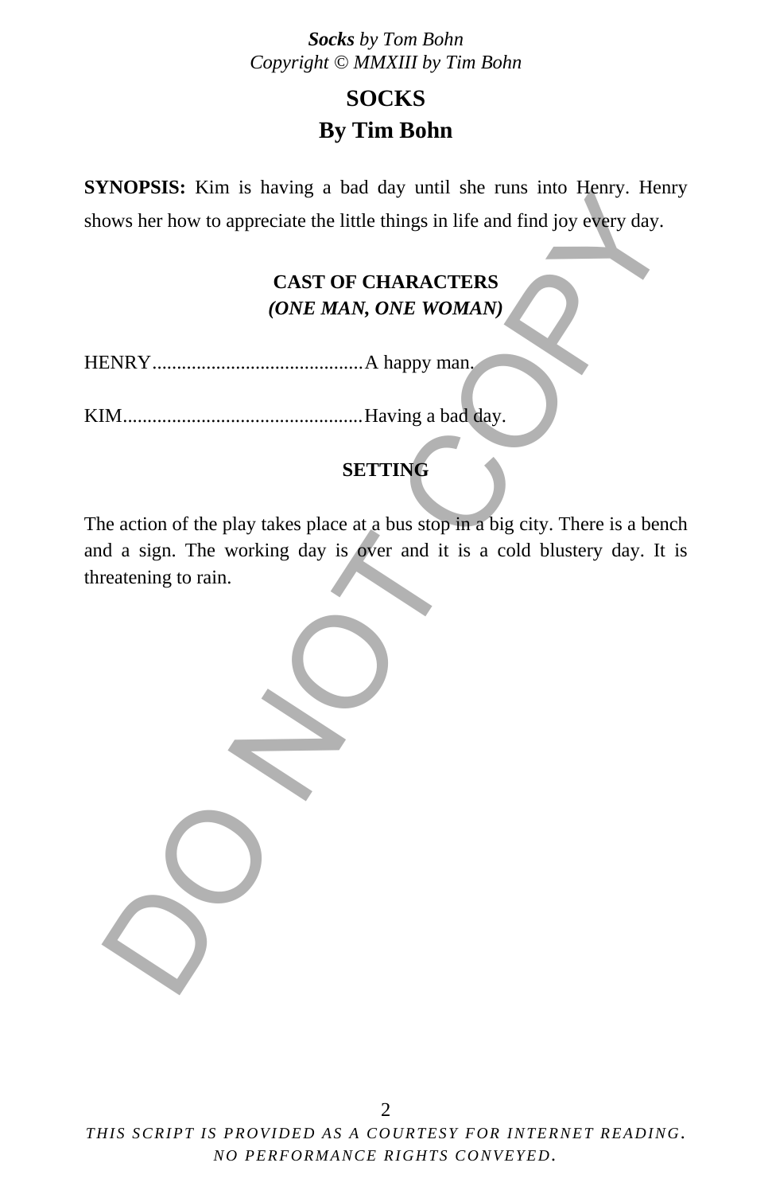# SOCKS

## By Tim Bohn

**SYNOPSIS:** Kim is having a bad day until she runs into Henry. Henry shows her how to appreciate the little things in life and find joy every day.

### CAST OF CHARACTERS

***(ONE MAN, ONE WOMAN)***

HENRY...........................................A happy man.

KIM.................................................Having a bad day.

### SETTING

The action of the play takes place at a bus stop in a big city. There is a bench and a sign. The working day is over and it is a cold blustery day. It is threatening to rain.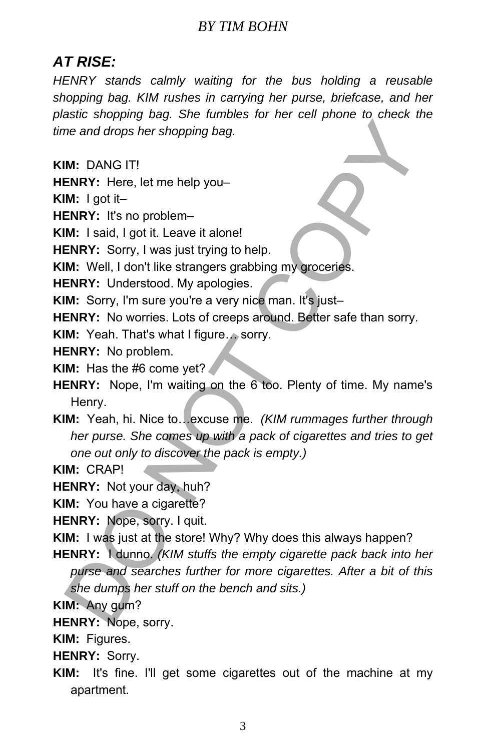## *AT RISE:*

*HENRY stands calmly waiting for the bus holding a reusable shopping bag. KIM rushes in carrying her purse, briefcase, and her plastic shopping bag. She fumbles for her cell phone to check the time and drops her shopping bag.*

**KIM:** DANG IT!

**HENRY:** Here, let me help you–

**KIM:** I got it–

**HENRY:** It's no problem–

**KIM:** I said, I got it. Leave it alone!

**HENRY:** Sorry, I was just trying to help.

**KIM:** Well, I don't like strangers grabbing my groceries.

**HENRY:** Understood. My apologies.

**KIM:** Sorry, I'm sure you're a very nice man. It's just–

**HENRY:** No worries. Lots of creeps around. Better safe than sorry.

**KIM:** Yeah. That's what I figure… sorry.

**HENRY:** No problem.

**KIM:** Has the #6 come yet?

**HENRY:** Nope, I'm waiting on the 6 too. Plenty of time. My name's Henry.

**KIM:** Yeah, hi. Nice to…excuse me. *(KIM rummages further through her purse. She comes up with a pack of cigarettes and tries to get one out only to discover the pack is empty.)*

**KIM:** CRAP!

**HENRY:** Not your day, huh?

**KIM:** You have a cigarette?

**HENRY:** Nope, sorry. I quit.

**KIM:** I was just at the store! Why? Why does this always happen?

**HENRY:** I dunno. *(KIM stuffs the empty cigarette pack back into her purse and searches further for more cigarettes. After a bit of this she dumps her stuff on the bench and sits.)*

**KIM:** Any gum?

**HENRY:** Nope, sorry.

**KIM:** Figures.

**HENRY:** Sorry.

**KIM:** It's fine. I'll get some cigarettes out of the machine at my apartment.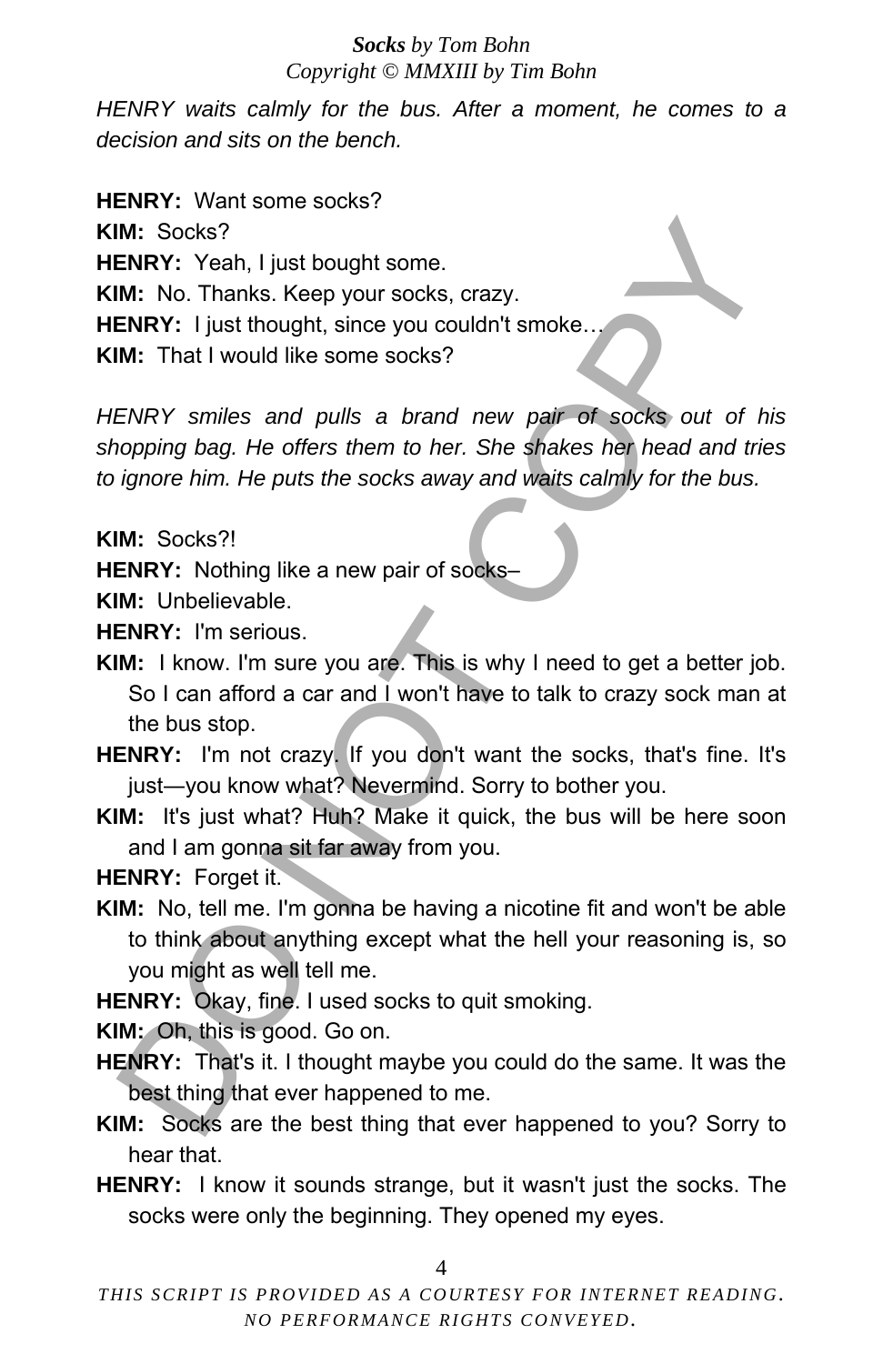*HENRY waits calmly for the bus. After a moment, he comes to a decision and sits on the bench.*

**HENRY:** Want some socks?

**KIM:** Socks?

**HENRY:** Yeah, I just bought some.

**KIM:** No. Thanks. Keep your socks, crazy.

**HENRY:** I just thought, since you couldn't smoke…

**KIM:** That I would like some socks?

*HENRY smiles and pulls a brand new pair of socks out of his shopping bag. He offers them to her. She shakes her head and tries to ignore him. He puts the socks away and waits calmly for the bus.*

**KIM:** Socks?!

**HENRY:** Nothing like a new pair of socks–

**KIM:** Unbelievable.

**HENRY:** I'm serious.

**KIM:** I know. I'm sure you are. This is why I need to get a better job. So I can afford a car and I won't have to talk to crazy sock man at the bus stop.

**HENRY:** I'm not crazy. If you don't want the socks, that's fine. It's just—you know what? Nevermind. Sorry to bother you.

**KIM:** It's just what? Huh? Make it quick, the bus will be here soon and I am gonna sit far away from you.

**HENRY:** Forget it.

**KIM:** No, tell me. I'm gonna be having a nicotine fit and won't be able to think about anything except what the hell your reasoning is, so you might as well tell me.

**HENRY:** Okay, fine. I used socks to quit smoking.

**KIM:** Oh, this is good. Go on.

**HENRY:** That's it. I thought maybe you could do the same. It was the best thing that ever happened to me.

**KIM:** Socks are the best thing that ever happened to you? Sorry to hear that.

**HENRY:** I know it sounds strange, but it wasn't just the socks. The socks were only the beginning. They opened my eyes.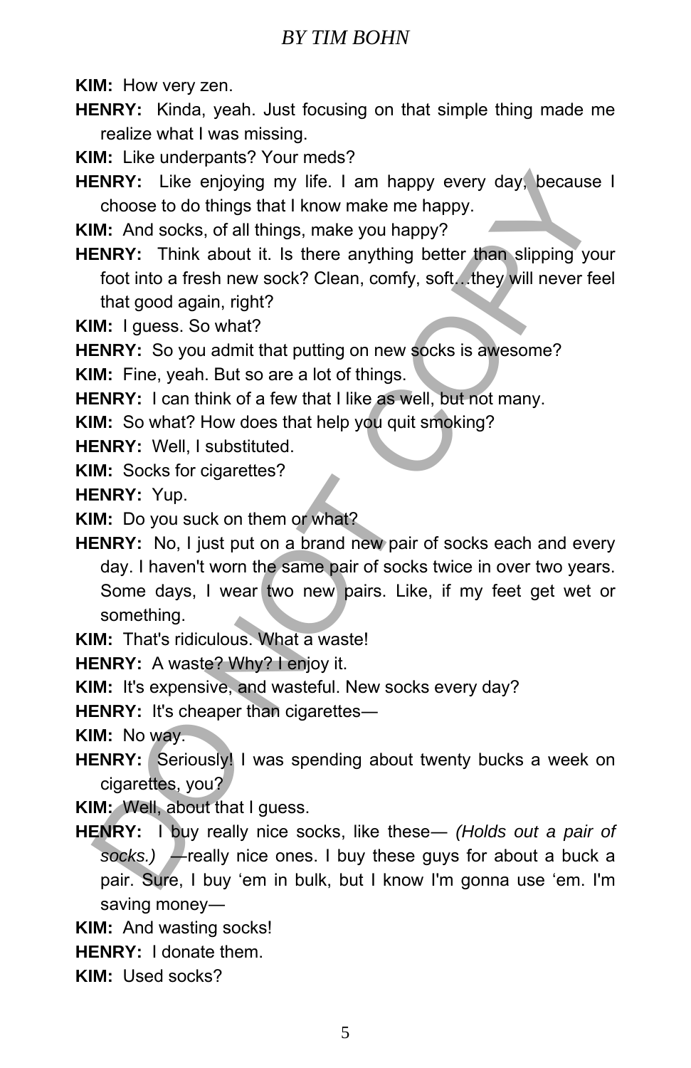**KIM:** How very zen.

**HENRY:** Kinda, yeah. Just focusing on that simple thing made me realize what I was missing.

**KIM:** Like underpants? Your meds?

**HENRY:** Like enjoying my life. I am happy every day, because I choose to do things that I know make me happy.

**KIM:** And socks, of all things, make you happy?

**HENRY:** Think about it. Is there anything better than slipping your foot into a fresh new sock? Clean, comfy, soft…they will never feel that good again, right?

**KIM:** I guess. So what?

**HENRY:** So you admit that putting on new socks is awesome?

**KIM:** Fine, yeah. But so are a lot of things.

**HENRY:** I can think of a few that I like as well, but not many.

**KIM:** So what? How does that help you quit smoking?

**HENRY:** Well, I substituted.

**KIM:** Socks for cigarettes?

**HENRY:** Yup.

**KIM:** Do you suck on them or what?

**HENRY:** No, I just put on a brand new pair of socks each and every day. I haven't worn the same pair of socks twice in over two years. Some days, I wear two new pairs. Like, if my feet get wet or something.

**KIM:** That's ridiculous. What a waste!

**HENRY:** A waste? Why? I enjoy it.

**KIM:** It's expensive, and wasteful. New socks every day?

**HENRY:** It's cheaper than cigarettes—

**KIM:** No way.

**HENRY:** Seriously! I was spending about twenty bucks a week on cigarettes, you?

**KIM:** Well, about that I guess.

**HENRY:** I buy really nice socks, like these— *(Holds out a pair of socks.)* —really nice ones. I buy these guys for about a buck a pair. Sure, I buy 'em in bulk, but I know I'm gonna use 'em. I'm saving money—

**KIM:** And wasting socks!

**HENRY:** I donate them.

**KIM:** Used socks?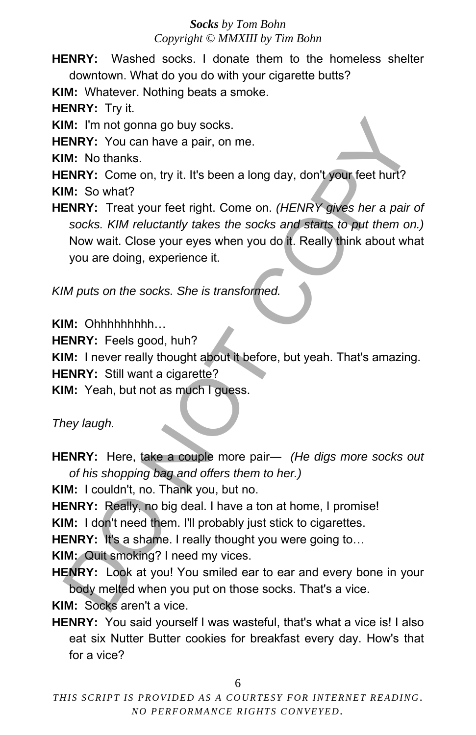**HENRY:** Washed socks. I donate them to the homeless shelter downtown. What do you do with your cigarette butts?

**KIM:** Whatever. Nothing beats a smoke.

**HENRY:** Try it.

**KIM:** I'm not gonna go buy socks.

**HENRY:** You can have a pair, on me.

**KIM:** No thanks.

**HENRY:** Come on, try it. It's been a long day, don't your feet hurt?

**KIM:** So what?

**HENRY:** Treat your feet right. Come on. *(HENRY gives her a pair of socks. KIM reluctantly takes the socks and starts to put them on.)* Now wait. Close your eyes when you do it. Really think about what you are doing, experience it.

*KIM puts on the socks. She is transformed.*

**KIM:** Ohhhhhhhhh…

**HENRY:** Feels good, huh?

**KIM:** I never really thought about it before, but yeah. That's amazing.

**HENRY:** Still want a cigarette?

**KIM:** Yeah, but not as much I guess.

*They laugh.*

**HENRY:** Here, take a couple more pair— *(He digs more socks out of his shopping bag and offers them to her.)*

**KIM:** I couldn't, no. Thank you, but no.

**HENRY:** Really, no big deal. I have a ton at home, I promise!

**KIM:** I don't need them. I'll probably just stick to cigarettes.

**HENRY:** It's a shame. I really thought you were going to…

**KIM:** Quit smoking? I need my vices.

**HENRY:** Look at you! You smiled ear to ear and every bone in your body melted when you put on those socks. That's a vice.

**KIM:** Socks aren't a vice.

**HENRY:** You said yourself I was wasteful, that's what a vice is! I also eat six Nutter Butter cookies for breakfast every day. How's that for a vice?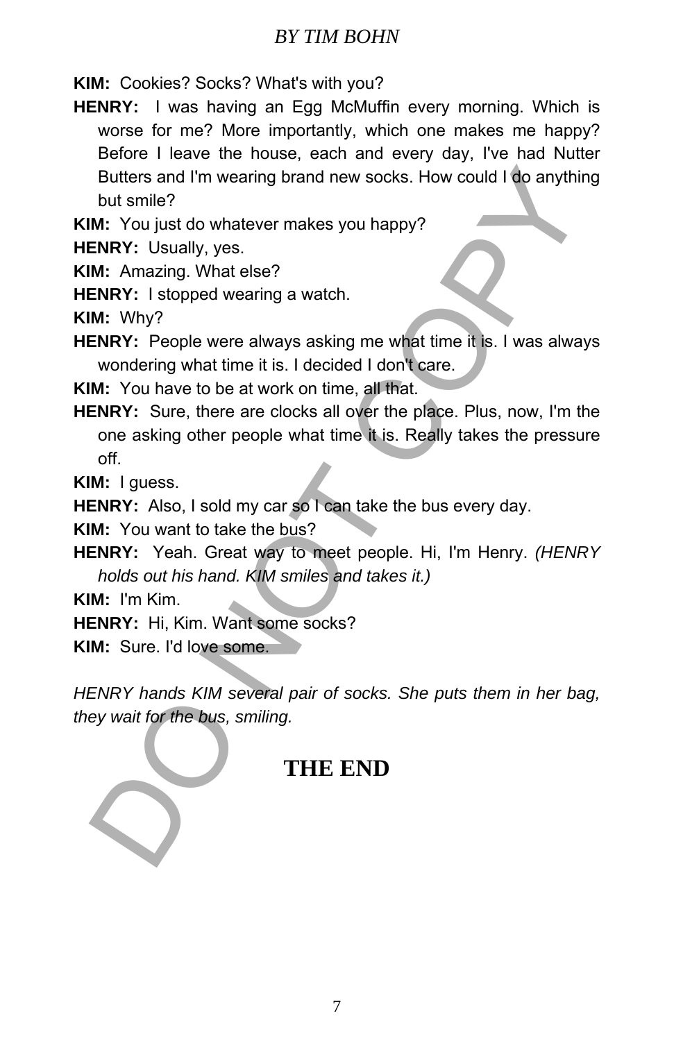**KIM:** Cookies? Socks? What's with you?

**HENRY:** I was having an Egg McMuffin every morning. Which is worse for me? More importantly, which one makes me happy? Before I leave the house, each and every day, I've had Nutter Butters and I'm wearing brand new socks. How could I do anything but smile?

**KIM:** You just do whatever makes you happy?

**HENRY:** Usually, yes.

**KIM:** Amazing. What else?

**HENRY:** I stopped wearing a watch.

**KIM:** Why?

**HENRY:** People were always asking me what time it is. I was always wondering what time it is. I decided I don't care.

**KIM:** You have to be at work on time, all that.

**HENRY:** Sure, there are clocks all over the place. Plus, now, I'm the one asking other people what time it is. Really takes the pressure off.

**KIM:** I guess.

**HENRY:** Also, I sold my car so I can take the bus every day.

**KIM:** You want to take the bus?

**HENRY:** Yeah. Great way to meet people. Hi, I'm Henry. *(HENRY holds out his hand. KIM smiles and takes it.)*

**KIM:** I'm Kim.

**HENRY:** Hi, Kim. Want some socks?

**KIM:** Sure. I'd love some.

*HENRY hands KIM several pair of socks. She puts them in her bag, they wait for the bus, smiling.*

# THE END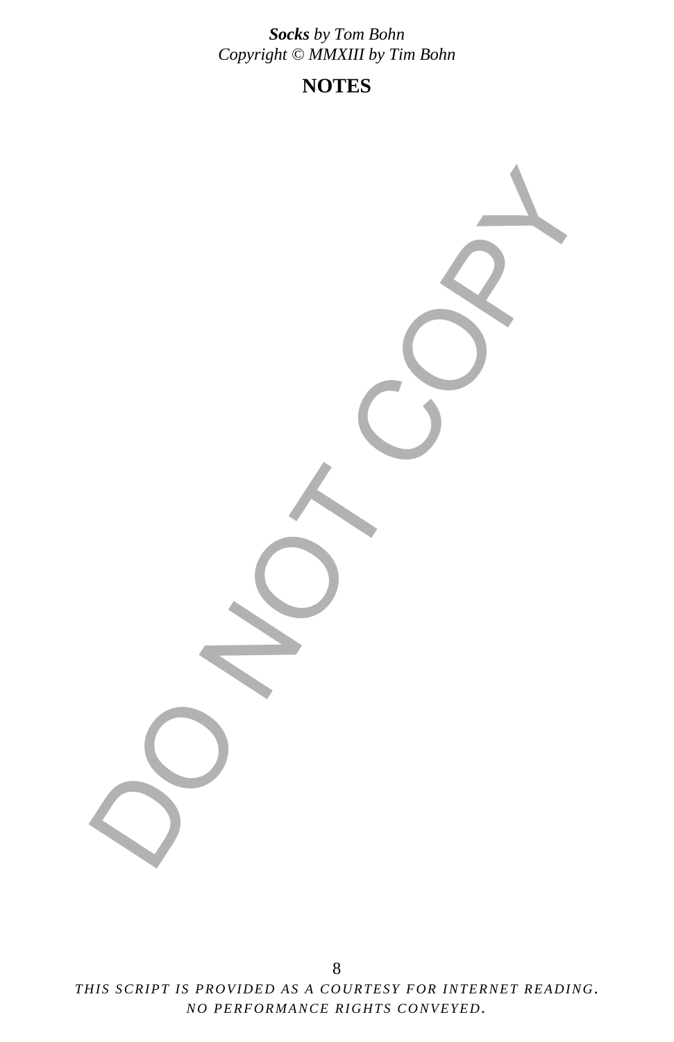# NOTES